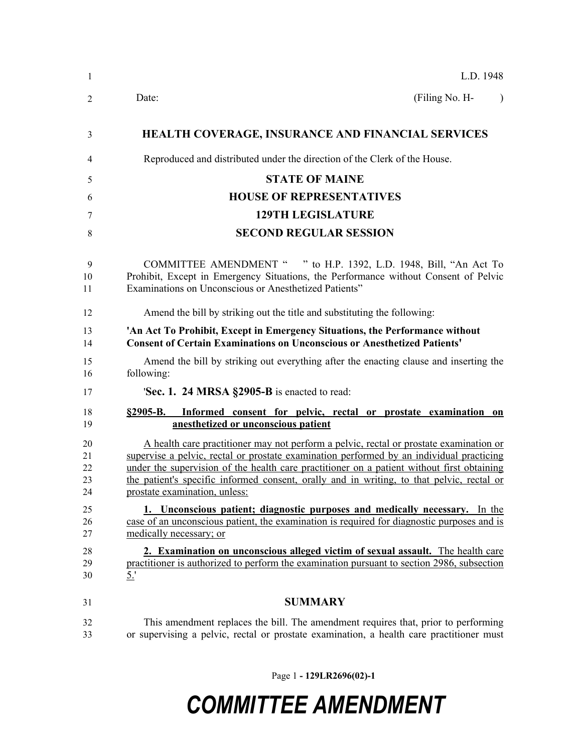L.D. 1948

Date: (Filing No. H- )

# HEALTH COVERAGE, INSURANCE AND FINANCIAL SERVICES

Reproduced and distributed under the direction of the Clerk of the House.

**STATE OF MAINE**

**HOUSE OF REPRESENTATIVES**

**129TH LEGISLATURE**

**SECOND REGULAR SESSION**

COMMITTEE AMENDMENT " " to H.P. 1392, L.D. 1948, Bill, "An Act To Prohibit, Except in Emergency Situations, the Performance without Consent of Pelvic Examinations on Unconscious or Anesthetized Patients"

Amend the bill by striking out the title and substituting the following:

**'An Act To Prohibit, Except in Emergency Situations, the Performance without Consent of Certain Examinations on Unconscious or Anesthetized Patients'**

Amend the bill by striking out everything after the enacting clause and inserting the following:

'**Sec. 1. 24 MRSA §2905-B** is enacted to read:

**§2905-B. Informed consent for pelvic, rectal or prostate examination on anesthetized or unconscious patient**

A health care practitioner may not perform a pelvic, rectal or prostate examination or supervise a pelvic, rectal or prostate examination performed by an individual practicing under the supervision of the health care practitioner on a patient without first obtaining the patient's specific informed consent, orally and in writing, to that pelvic, rectal or prostate examination, unless:

**1. Unconscious patient; diagnostic purposes and medically necessary.** In the case of an unconscious patient, the examination is required for diagnostic purposes and is medically necessary; or

**2. Examination on unconscious alleged victim of sexual assault.** The health care practitioner is authorized to perform the examination pursuant to section 2986, subsection 5.'

## SUMMARY

This amendment replaces the bill. The amendment requires that, prior to performing or supervising a pelvic, rectal or prostate examination, a health care practitioner must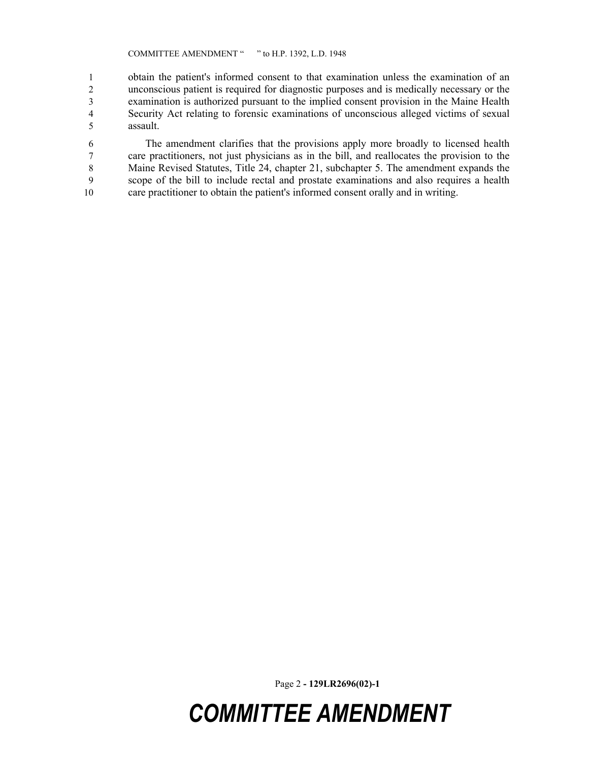obtain the patient's informed consent to that examination unless the examination of an unconscious patient is required for diagnostic purposes and is medically necessary or the examination is authorized pursuant to the implied consent provision in the Maine Health Security Act relating to forensic examinations of unconscious alleged victims of sexual assault.

The amendment clarifies that the provisions apply more broadly to licensed health care practitioners, not just physicians as in the bill, and reallocates the provision to the Maine Revised Statutes, Title 24, chapter 21, subchapter 5. The amendment expands the scope of the bill to include rectal and prostate examinations and also requires a health care practitioner to obtain the patient's informed consent orally and in writing.